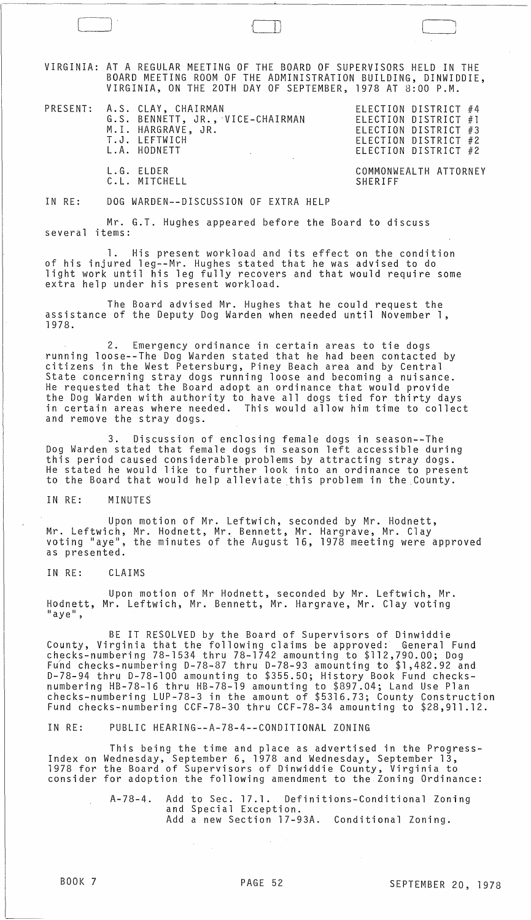VIRGINIA: AT A REGULAR MEETING OF THE BOARD OF SUPERVISORS HELD IN THE BOARD MEETING ROOM OF THE ADMINISTRATION BUILDING, DINWIDDIE, VIRGINIA, ON THE 20TH DAY OF SEPTEMBER, 1978 AT 8:00 P.M.

| PRESENT: | | |
|---|---|---|
| | A.S. CLAY, CHAIRMAN | ELECTION DISTRICT #4 |
| | G.S. BENNETT, JR., VICE-CHAIRMAN | ELECTION DISTRICT #1 |
| | M.I. HARGRAVE, JR. | ELECTION DISTRICT #3 |
| | T.J. LEFTWICH | ELECTION DISTRICT #2 |
| | L.A. HODNETT | ELECTION DISTRICT #2 |
| | L.G. ELDER | COMMONWEALTH ATTORNEY |
| | C.L. MITCHELL | SHERIFF |

IN RE: DOG WARDEN--DISCUSSION OF EXTRA HELP

Mr. G.T. Hughes appeared before the Board to discuss several items:

1. His present workload and its effect on the condition of his injured leg--Mr. Hughes stated that he was advised to do light work until his leg fully recovers and that would require some extra help under his present workload.

The Board advised Mr. Hughes that he could request the assistance of the Deputy Dog Warden when needed until November 1, 1978.

2. Emergency ordinance in certain areas to tie dogs running loose--The Dog Warden stated that he had been contacted by citizens in the West Petersburg, Piney Beach area and by Central State concerning stray dogs running loose and becoming a nuisance. He requested that the Board adopt an ordinance that would provide the Dog Warden with authority to have all dogs tied for thirty days in certain areas where needed. This would allow him time to collect and remove the stray dogs.

3. Discussion of enclosing female dogs in season--The Dog Warden stated that female dogs in season left accessible during this period caused considerable problems by attracting stray dogs. He stated he would like to further look into an ordinance to present to the Board that would help alleviate this problem in the County.

IN RE: MINUTES

Upon motion of Mr. Leftwich, seconded by Mr. Hodnett, Mr. Leftwich, Mr. Hodnett, Mr. Bennett, Mr. Hargrave, Mr. Clay voting "aye", the minutes of the August 16, 1978 meeting were approved as presented.

IN RE: CLAIMS

Upon motion of Mr Hodnett, seconded by Mr. Leftwich, Mr. Hodnett, Mr. Leftwich, Mr. Bennett, Mr. Hargrave, Mr. Clay voting "aye",

BE IT RESOLVED by the Board of Supervisors of Dinwiddie County, Virginia that the following claims be approved: General Fund checks-numbering 78-1534 thru 78-1742 amounting to $112,790.00; Dog Fund checks-numbering D-78-87 thru D-78-93 amounting to $1,482.92 and D-78-94 thru D-78-100 amounting to $355.50; History Book Fund checks-numbering HB-78-16 thru HB-78-19 amounting to $897.04; Land Use Plan checks-numbering LUP-78-3 in the amount of $5316.73; County Construction Fund checks-numbering CCF-78-30 thru CCF-78-34 amounting to $28,911.12.

IN RE: PUBLIC HEARING--A-78-4--CONDITIONAL ZONING

This being the time and place as advertised in the Progress-Index on Wednesday, September 6, 1978 and Wednesday, September 13, 1978 for the Board of Supervisors of Dinwiddie County, Virginia to consider for adoption the following amendment to the Zoning Ordinance:

A-78-4. Add to Sec. 17.1. Definitions-Conditional Zoning and Special Exception.
Add a new Section 17-93A. Conditional Zoning.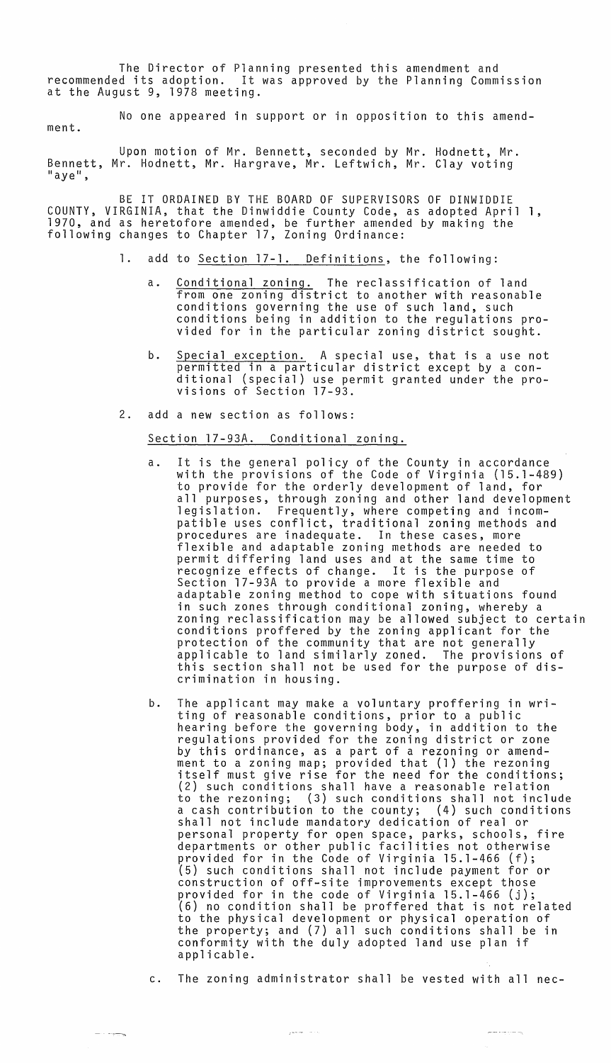The Director of Planning presented this amendment and recommended its adoption. It was approved by the Planning Commission at the August 9, 1978 meeting.

No one appeared in support or in opposition to this amendment.

Upon motion of Mr. Bennett, seconded by Mr. Hodnett, Mr. Bennett, Mr. Hodnett, Mr. Hargrave, Mr. Leftwich, Mr. Clay voting "aye",

BE IT ORDAINED BY THE BOARD OF SUPERVISORS OF DINWIDDIE COUNTY, VIRGINIA, that the Dinwiddie County Code, as adopted April 1, 1970, and as heretofore amended, be further amended by making the following changes to Chapter 17, Zoning Ordinance:

1. add to Section 17-1. Definitions, the following:

   a. Conditional zoning. The reclassification of land from one zoning district to another with reasonable conditions governing the use of such land, such conditions being in addition to the regulations provided for in the particular zoning district sought.

   b. Special exception. A special use, that is a use not permitted in a particular district except by a conditional (special) use permit granted under the provisions of Section 17-93.

2. add a new section as follows:

   Section 17-93A. Conditional zoning.

   a. It is the general policy of the County in accordance with the provisions of the Code of Virginia (15.1-489) to provide for the orderly development of land, for all purposes, through zoning and other land development legislation. Frequently, where competing and incompatible uses conflict, traditional zoning methods and procedures are inadequate. In these cases, more flexible and adaptable zoning methods are needed to permit differing land uses and at the same time to recognize effects of change. It is the purpose of Section 17-93A to provide a more flexible and adaptable zoning method to cope with situations found in such zones through conditional zoning, whereby a zoning reclassification may be allowed subject to certain conditions proffered by the zoning applicant for the protection of the community that are not generally applicable to land similarly zoned. The provisions of this section shall not be used for the purpose of discrimination in housing.

   b. The applicant may make a voluntary proffering in writing of reasonable conditions, prior to a public hearing before the governing body, in addition to the regulations provided for the zoning district or zone by this ordinance, as a part of a rezoning or amendment to a zoning map; provided that (1) the rezoning itself must give rise for the need for the conditions; (2) such conditions shall have a reasonable relation to the rezoning; (3) such conditions shall not include a cash contribution to the county; (4) such conditions shall not include mandatory dedication of real or personal property for open space, parks, schools, fire departments or other public facilities not otherwise provided for in the Code of Virginia 15.1-466 (f); (5) such conditions shall not include payment for or construction of off-site improvements except those provided for in the code of Virginia 15.1-466 (j); (6) no condition shall be proffered that is not related to the physical development or physical operation of the property; and (7) all such conditions shall be in conformity with the duly adopted land use plan if applicable.

   c. The zoning administrator shall be vested with all nec-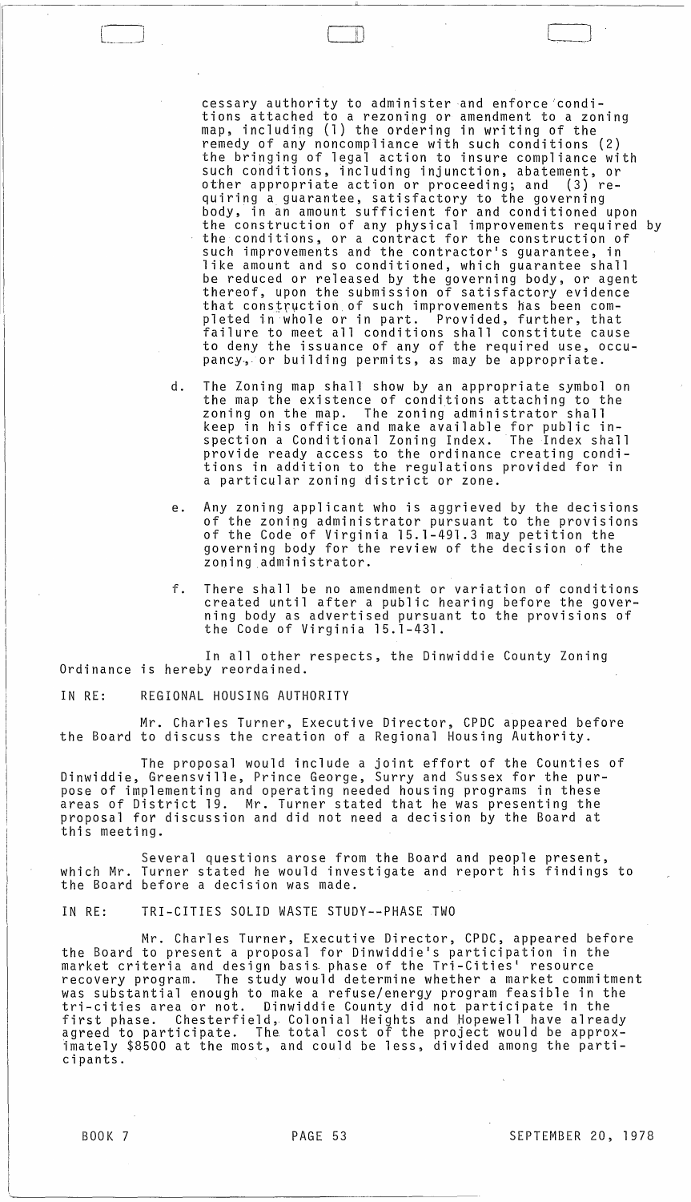cessary authority to administer and enforce conditions attached to a rezoning or amendment to a zoning map, including (1) the ordering in writing of the remedy of any noncompliance with such conditions (2) the bringing of legal action to insure compliance with such conditions, including injunction, abatement, or other appropriate action or proceeding; and (3) requiring a guarantee, satisfactory to the governing body, in an amount sufficient for and conditioned upon the construction of any physical improvements required by the conditions, or a contract for the construction of such improvements and the contractor's guarantee, in like amount and so conditioned, which guarantee shall be reduced or released by the governing body, or agent thereof, upon the submission of satisfactory evidence that construction of such improvements has been completed in whole or in part. Provided, further, that failure to meet all conditions shall constitute cause to deny the issuance of any of the required use, occupancy, or building permits, as may be appropriate.

d. The Zoning map shall show by an appropriate symbol on the map the existence of conditions attaching to the zoning on the map. The zoning administrator shall keep in his office and make available for public inspection a Conditional Zoning Index. The Index shall provide ready access to the ordinance creating conditions in addition to the regulations provided for in a particular zoning district or zone.

e. Any zoning applicant who is aggrieved by the decisions of the zoning administrator pursuant to the provisions of the Code of Virginia 15.1-491.3 may petition the governing body for the review of the decision of the zoning administrator.

f. There shall be no amendment or variation of conditions created until after a public hearing before the governing body as advertised pursuant to the provisions of the Code of Virginia 15.1-431.

In all other respects, the Dinwiddie County Zoning Ordinance is hereby reordained.

IN RE: REGIONAL HOUSING AUTHORITY

Mr. Charles Turner, Executive Director, CPDC appeared before the Board to discuss the creation of a Regional Housing Authority.

The proposal would include a joint effort of the Counties of Dinwiddie, Greensville, Prince George, Surry and Sussex for the purpose of implementing and operating needed housing programs in these areas of District 19. Mr. Turner stated that he was presenting the proposal for discussion and did not need a decision by the Board at this meeting.

Several questions arose from the Board and people present, which Mr. Turner stated he would investigate and report his findings to the Board before a decision was made.

IN RE: TRI-CITIES SOLID WASTE STUDY--PHASE TWO

Mr. Charles Turner, Executive Director, CPDC, appeared before the Board to present a proposal for Dinwiddie's participation in the market criteria and design basis phase of the Tri-Cities' resource recovery program. The study would determine whether a market commitment was substantial enough to make a refuse/energy program feasible in the tri-cities area or not. Dinwiddie County did not participate in the first phase. Chesterfield, Colonial Heights and Hopewell have already agreed to participate. The total cost of the project would be approximately $8500 at the most, and could be less, divided among the participants.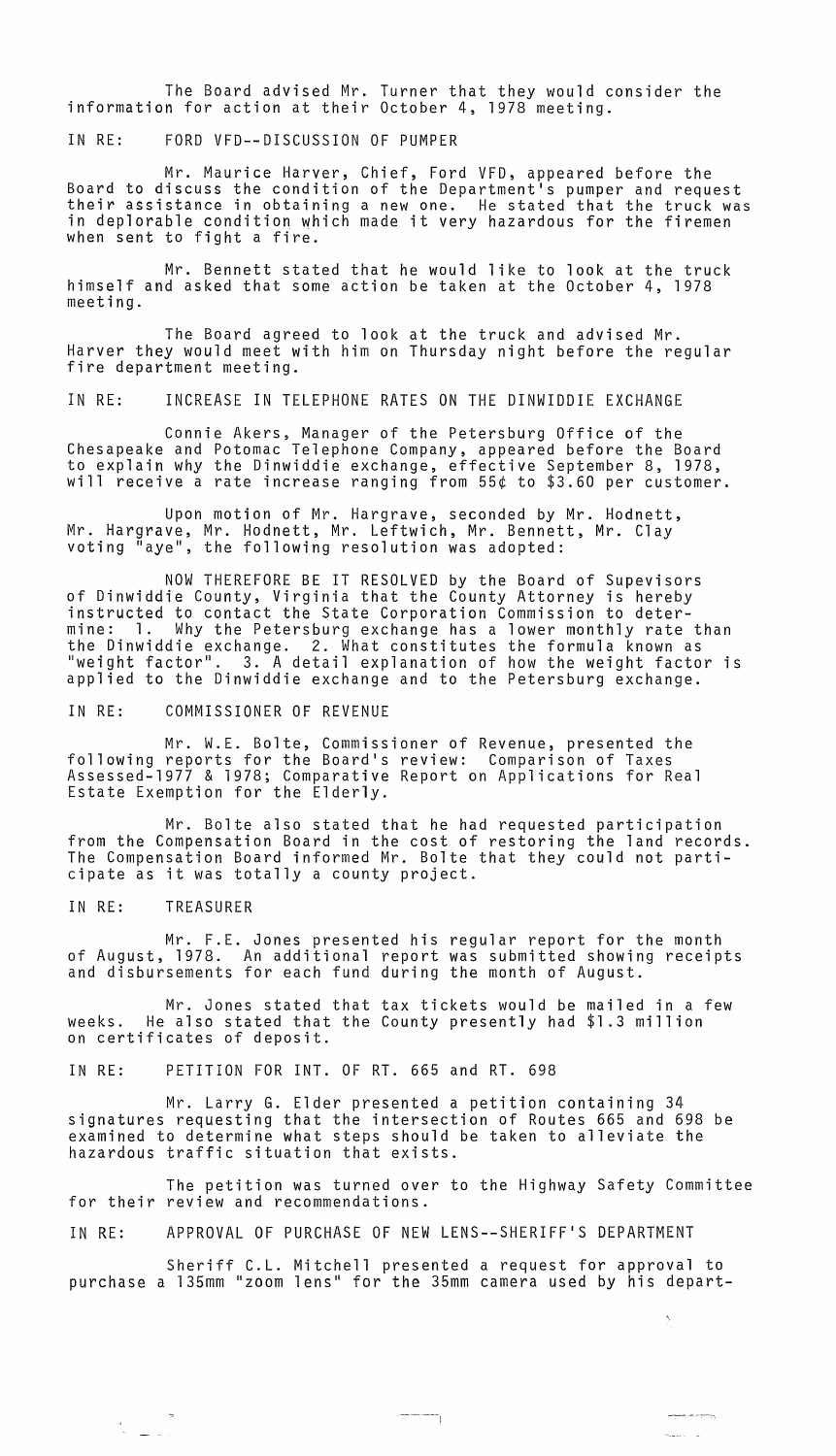The Board advised Mr. Turner that they would consider the information for action at their October 4, 1978 meeting.

IN RE: FORD VFD--DISCUSSION OF PUMPER

Mr. Maurice Harver, Chief, Ford VFD, appeared before the Board to discuss the condition of the Department's pumper and request their assistance in obtaining a new one. He stated that the truck was in deplorable condition which made it very hazardous for the firemen when sent to fight a fire.

Mr. Bennett stated that he would like to look at the truck himself and asked that some action be taken at the October 4, 1978 meeting.

The Board agreed to look at the truck and advised Mr. Harver they would meet with him on Thursday night before the regular fire department meeting.

IN RE: INCREASE IN TELEPHONE RATES ON THE DINWIDDIE EXCHANGE

Connie Akers, Manager of the Petersburg Office of the Chesapeake and Potomac Telephone Company, appeared before the Board to explain why the Dinwiddie exchange, effective September 8, 1978, will receive a rate increase ranging from 55¢ to $3.60 per customer.

Upon motion of Mr. Hargrave, seconded by Mr. Hodnett, Mr. Hargrave, Mr. Hodnett, Mr. Leftwich, Mr. Bennett, Mr. Clay voting "aye", the following resolution was adopted:

NOW THEREFORE BE IT RESOLVED by the Board of Supevisors of Dinwiddie County, Virginia that the County Attorney is hereby instructed to contact the State Corporation Commission to determine: 1. Why the Petersburg exchange has a lower monthly rate than the Dinwiddie exchange. 2. What constitutes the formula known as "weight factor". 3. A detail explanation of how the weight factor is applied to the Dinwiddie exchange and to the Petersburg exchange.

IN RE: COMMISSIONER OF REVENUE

Mr. W.E. Bolte, Commissioner of Revenue, presented the following reports for the Board's review: Comparison of Taxes Assessed-1977 & 1978; Comparative Report on Applications for Real Estate Exemption for the Elderly.

Mr. Bolte also stated that he had requested participation from the Compensation Board in the cost of restoring the land records. The Compensation Board informed Mr. Bolte that they could not participate as it was totally a county project.

IN RE: TREASURER

Mr. F.E. Jones presented his regular report for the month of August, 1978. An additional report was submitted showing receipts and disbursements for each fund during the month of August.

Mr. Jones stated that tax tickets would be mailed in a few weeks. He also stated that the County presently had $1.3 million on certificates of deposit.

IN RE: PETITION FOR INT. OF RT. 665 and RT. 698

Mr. Larry G. Elder presented a petition containing 34 signatures requesting that the intersection of Routes 665 and 698 be examined to determine what steps should be taken to alleviate the hazardous traffic situation that exists.

The petition was turned over to the Highway Safety Committee for their review and recommendations.

IN RE: APPROVAL OF PURCHASE OF NEW LENS--SHERIFF'S DEPARTMENT

Sheriff C.L. Mitchell presented a request for approval to purchase a 135mm "zoom lens" for the 35mm camera used by his depart-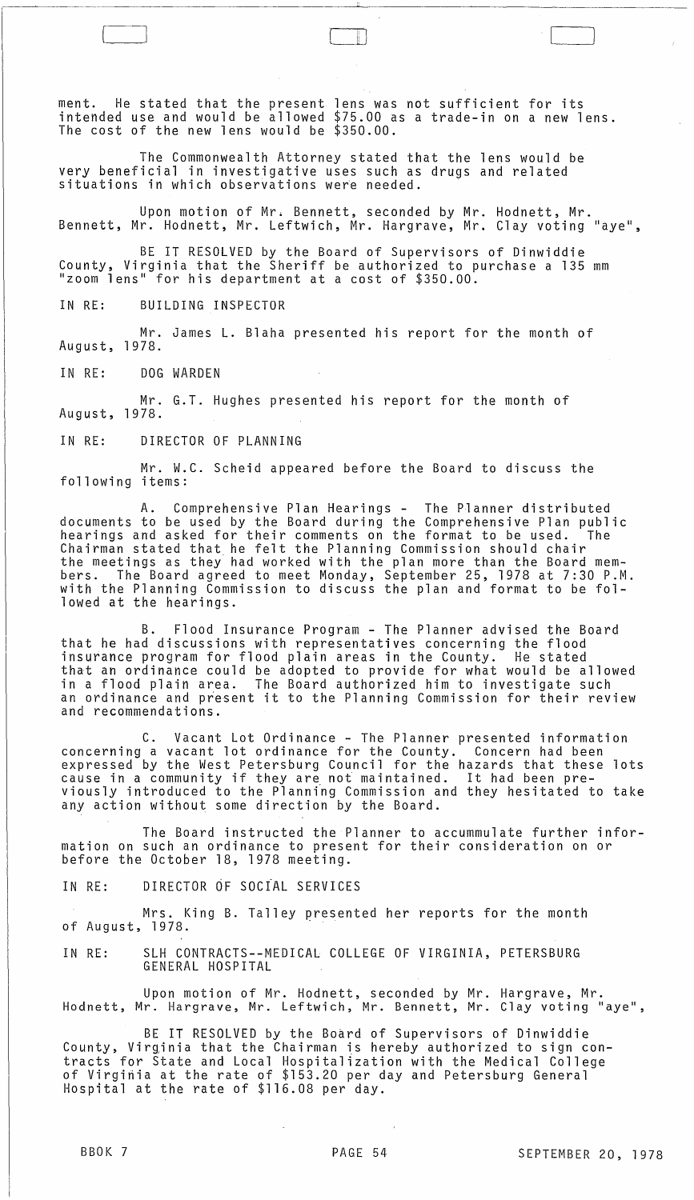ment. He stated that the present lens was not sufficient for its intended use and would be allowed $75.00 as a trade-in on a new lens. The cost of the new lens would be $350.00.

The Commonwealth Attorney stated that the lens would be very beneficial in investigative uses such as drugs and related situations in which observations were needed.

Upon motion of Mr. Bennett, seconded by Mr. Hodnett, Mr. Bennett, Mr. Hodnett, Mr. Leftwich, Mr. Hargrave, Mr. Clay voting "aye",

BE IT RESOLVED by the Board of Supervisors of Dinwiddie County, Virginia that the Sheriff be authorized to purchase a 135 mm "zoom lens" for his department at a cost of $350.00.

IN RE: BUILDING INSPECTOR

Mr. James L. Blaha presented his report for the month of August, 1978.

IN RE: DOG WARDEN

Mr. G.T. Hughes presented his report for the month of August, 1978.

IN RE: DIRECTOR OF PLANNING

Mr. W.C. Scheid appeared before the Board to discuss the following items:

A. Comprehensive Plan Hearings - The Planner distributed documents to be used by the Board during the Comprehensive Plan public hearings and asked for their comments on the format to be used. The Chairman stated that he felt the Planning Commission should chair the meetings as they had worked with the plan more than the Board members. The Board agreed to meet Monday, September 25, 1978 at 7:30 P.M. with the Planning Commission to discuss the plan and format to be followed at the hearings.

B. Flood Insurance Program - The Planner advised the Board that he had discussions with representatives concerning the flood insurance program for flood plain areas in the County. He stated that an ordinance could be adopted to provide for what would be allowed in a flood plain area. The Board authorized him to investigate such an ordinance and present it to the Planning Commission for their review and recommendations.

C. Vacant Lot Ordinance - The Planner presented information concerning a vacant lot ordinance for the County. Concern had been expressed by the West Petersburg Council for the hazards that these lots cause in a community if they are not maintained. It had been previously introduced to the Planning Commission and they hesitated to take any action without some direction by the Board.

The Board instructed the Planner to accummulate further information on such an ordinance to present for their consideration on or before the October 18, 1978 meeting.

IN RE: DIRECTOR OF SOCIAL SERVICES

Mrs. King B. Talley presented her reports for the month of August, 1978.

IN RE: SLH CONTRACTS--MEDICAL COLLEGE OF VIRGINIA, PETERSBURG GENERAL HOSPITAL

Upon motion of Mr. Hodnett, seconded by Mr. Hargrave, Mr. Hodnett, Mr. Hargrave, Mr. Leftwich, Mr. Bennett, Mr. Clay voting "aye",

BE IT RESOLVED by the Board of Supervisors of Dinwiddie County, Virginia that the Chairman is hereby authorized to sign contracts for State and Local Hospitalization with the Medical College of Virginia at the rate of $153.20 per day and Petersburg General Hospital at the rate of $116.08 per day.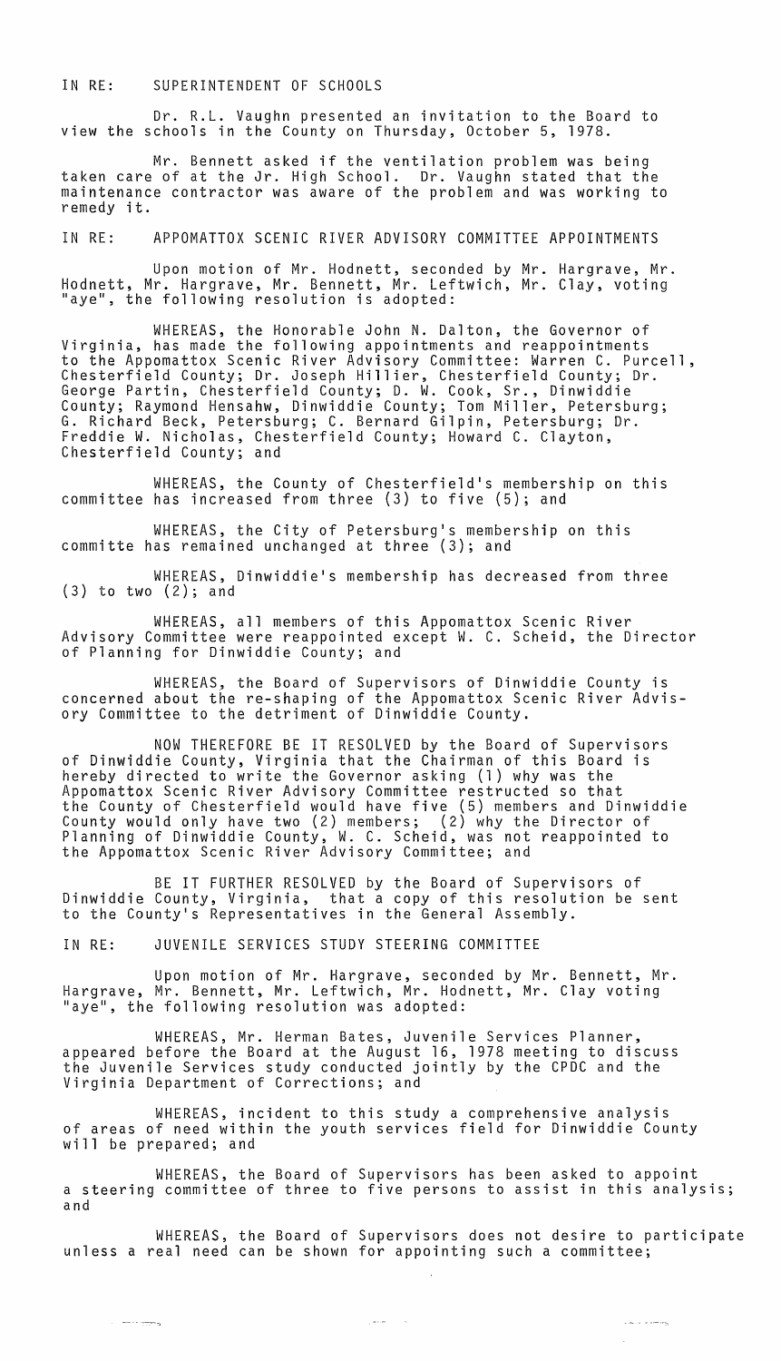IN RE: SUPERINTENDENT OF SCHOOLS

Dr. R.L. Vaughn presented an invitation to the Board to view the schools in the County on Thursday, October 5, 1978.

Mr. Bennett asked if the ventilation problem was being taken care of at the Jr. High School. Dr. Vaughn stated that the maintenance contractor was aware of the problem and was working to remedy it.

IN RE: APPOMATTOX SCENIC RIVER ADVISORY COMMITTEE APPOINTMENTS

Upon motion of Mr. Hodnett, seconded by Mr. Hargrave, Mr. Hodnett, Mr. Hargrave, Mr. Bennett, Mr. Leftwich, Mr. Clay, voting "aye", the following resolution is adopted:

WHEREAS, the Honorable John N. Dalton, the Governor of Virginia, has made the following appointments and reappointments to the Appomattox Scenic River Advisory Committee: Warren C. Purcell, Chesterfield County; Dr. Joseph Hillier, Chesterfield County; Dr. George Partin, Chesterfield County; D. W. Cook, Sr., Dinwiddie County; Raymond Hensahw, Dinwiddie County; Tom Miller, Petersburg; G. Richard Beck, Petersburg; C. Bernard Gilpin, Petersburg; Dr. Freddie W. Nicholas, Chesterfield County; Howard C. Clayton, Chesterfield County; and

WHEREAS, the County of Chesterfield's membership on this committee has increased from three (3) to five (5); and

WHEREAS, the City of Petersburg's membership on this committe has remained unchanged at three (3); and

WHEREAS, Dinwiddie's membership has decreased from three (3) to two (2); and

WHEREAS, all members of this Appomattox Scenic River Advisory Committee were reappointed except W. C. Scheid, the Director of Planning for Dinwiddie County; and

WHEREAS, the Board of Supervisors of Dinwiddie County is concerned about the re-shaping of the Appomattox Scenic River Advisory Committee to the detriment of Dinwiddie County.

NOW THEREFORE BE IT RESOLVED by the Board of Supervisors of Dinwiddie County, Virginia that the Chairman of this Board is hereby directed to write the Governor asking (1) why was the Appomattox Scenic River Advisory Committee restructed so that the County of Chesterfield would have five (5) members and Dinwiddie County would only have two (2) members; (2) why the Director of Planning of Dinwiddie County, W. C. Scheid, was not reappointed to the Appomattox Scenic River Advisory Committee; and

BE IT FURTHER RESOLVED by the Board of Supervisors of Dinwiddie County, Virginia, that a copy of this resolution be sent to the County's Representatives in the General Assembly.

IN RE: JUVENILE SERVICES STUDY STEERING COMMITTEE

Upon motion of Mr. Hargrave, seconded by Mr. Bennett, Mr. Hargrave, Mr. Bennett, Mr. Leftwich, Mr. Hodnett, Mr. Clay voting "aye", the following resolution was adopted:

WHEREAS, Mr. Herman Bates, Juvenile Services Planner, appeared before the Board at the August 16, 1978 meeting to discuss the Juvenile Services study conducted jointly by the CPDC and the Virginia Department of Corrections; and

WHEREAS, incident to this study a comprehensive analysis of areas of need within the youth services field for Dinwiddie County will be prepared; and

WHEREAS, the Board of Supervisors has been asked to appoint a steering committee of three to five persons to assist in this analysis; and

WHEREAS, the Board of Supervisors does not desire to participate unless a real need can be shown for appointing such a committee;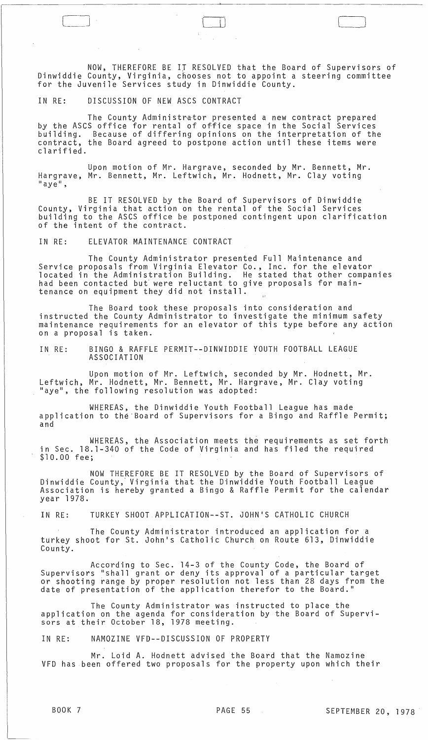NOW, THEREFORE BE IT RESOLVED that the Board of Supervisors of Dinwiddie County, Virginia, chooses not to appoint a steering committee for the Juvenile Services study in Dinwiddie County.

IN RE: DISCUSSION OF NEW ASCS CONTRACT

The County Administrator presented a new contract prepared by the ASCS office for rental of office space in the Social Services building. Because of differing opinions on the interpretation of the contract, the Board agreed to postpone action until these items were clarified.

Upon motion of Mr. Hargrave, seconded by Mr. Bennett, Mr. Hargrave, Mr. Bennett, Mr. Leftwich, Mr. Hodnett, Mr. Clay voting "aye",

BE IT RESOLVED by the Board of Supervisors of Dinwiddie County, Virginia that action on the rental of the Social Services building to the ASCS office be postponed contingent upon clarification of the intent of the contract.

IN RE: ELEVATOR MAINTENANCE CONTRACT

The County Administrator presented Full Maintenance and Service proposals from Virginia Elevator Co., Inc. for the elevator located in the Administration Building. He stated that other companies had been contacted but were reluctant to give proposals for maintenance on equipment they did not install.

The Board took these proposals into consideration and instructed the County Administrator to investigate the minimum safety maintenance requirements for an elevator of this type before any action on a proposal is taken.

IN RE: BINGO & RAFFLE PERMIT--DINWIDDIE YOUTH FOOTBALL LEAGUE ASSOCIATION

Upon motion of Mr. Leftwich, seconded by Mr. Hodnett, Mr. Leftwich, Mr. Hodnett, Mr. Bennett, Mr. Hargrave, Mr. Clay voting "aye", the following resolution was adopted:

WHEREAS, the Dinwiddie Youth Football League has made application to the Board of Supervisors for a Bingo and Raffle Permit; and

WHEREAS, the Association meets the requirements as set forth in Sec. 18.1-340 of the Code of Virginia and has filed the required $10.00 fee;

NOW THEREFORE BE IT RESOLVED by the Board of Supervisors of Dinwiddie County, Virginia that the Dinwiddie Youth Football League Association is hereby granted a Bingo & Raffle Permit for the calendar year 1978.

IN RE: TURKEY SHOOT APPLICATION--ST. JOHN'S CATHOLIC CHURCH

The County Administrator introduced an application for a turkey shoot for St. John's Catholic Church on Route 613, Dinwiddie County.

According to Sec. 14-3 of the County Code, the Board of Supervisors "shall grant or deny its approval of a particular target or shooting range by proper resolution not less than 28 days from the date of presentation of the application therefor to the Board."

The County Administrator was instructed to place the application on the agenda for consideration by the Board of Supervisors at their October 18, 1978 meeting.

IN RE: NAMOZINE VFD--DISCUSSION OF PROPERTY

Mr. Loid A. Hodnett advised the Board that the Namozine VFD has been offered two proposals for the property upon which their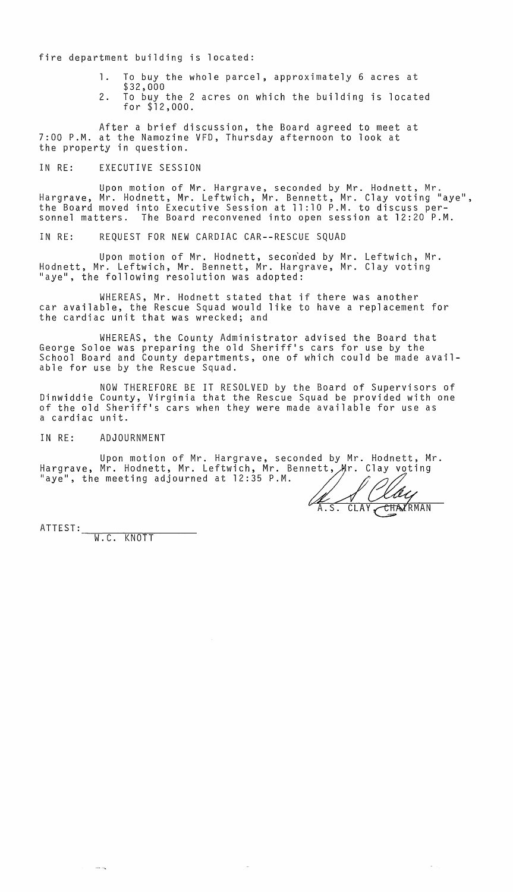fire department building is located:

1. To buy the whole parcel, approximately 6 acres at $32,000
2. To buy the 2 acres on which the building is located for $12,000.

After a brief discussion, the Board agreed to meet at 7:00 P.M. at the Namozine VFD, Thursday afternoon to look at the property in question.

IN RE: EXECUTIVE SESSION

Upon motion of Mr. Hargrave, seconded by Mr. Hodnett, Mr. Hargrave, Mr. Hodnett, Mr. Leftwich, Mr. Bennett, Mr. Clay voting "aye", the Board moved into Executive Session at 11:10 P.M. to discuss personnel matters. The Board reconvened into open session at 12:20 P.M.

IN RE: REQUEST FOR NEW CARDIAC CAR--RESCUE SQUAD

Upon motion of Mr. Hodnett, seconded by Mr. Leftwich, Mr. Hodnett, Mr. Leftwich, Mr. Bennett, Mr. Hargrave, Mr. Clay voting "aye", the following resolution was adopted:

WHEREAS, Mr. Hodnett stated that if there was another car available, the Rescue Squad would like to have a replacement for the cardiac unit that was wrecked; and

WHEREAS, the County Administrator advised the Board that George Soloe was preparing the old Sheriff's cars for use by the School Board and County departments, one of which could be made available for use by the Rescue Squad.

NOW THEREFORE BE IT RESOLVED by the Board of Supervisors of Dinwiddie County, Virginia that the Rescue Squad be provided with one of the old Sheriff's cars when they were made available for use as a cardiac unit.

IN RE: ADJOURNMENT

Upon motion of Mr. Hargrave, seconded by Mr. Hodnett, Mr. Hargrave, Mr. Hodnett, Mr. Leftwich, Mr. Bennett, Mr. Clay voting "aye", the meeting adjourned at 12:35 P.M.

A.S. CLAY, CHAIRMAN

ATTEST: W.C. KNOTT